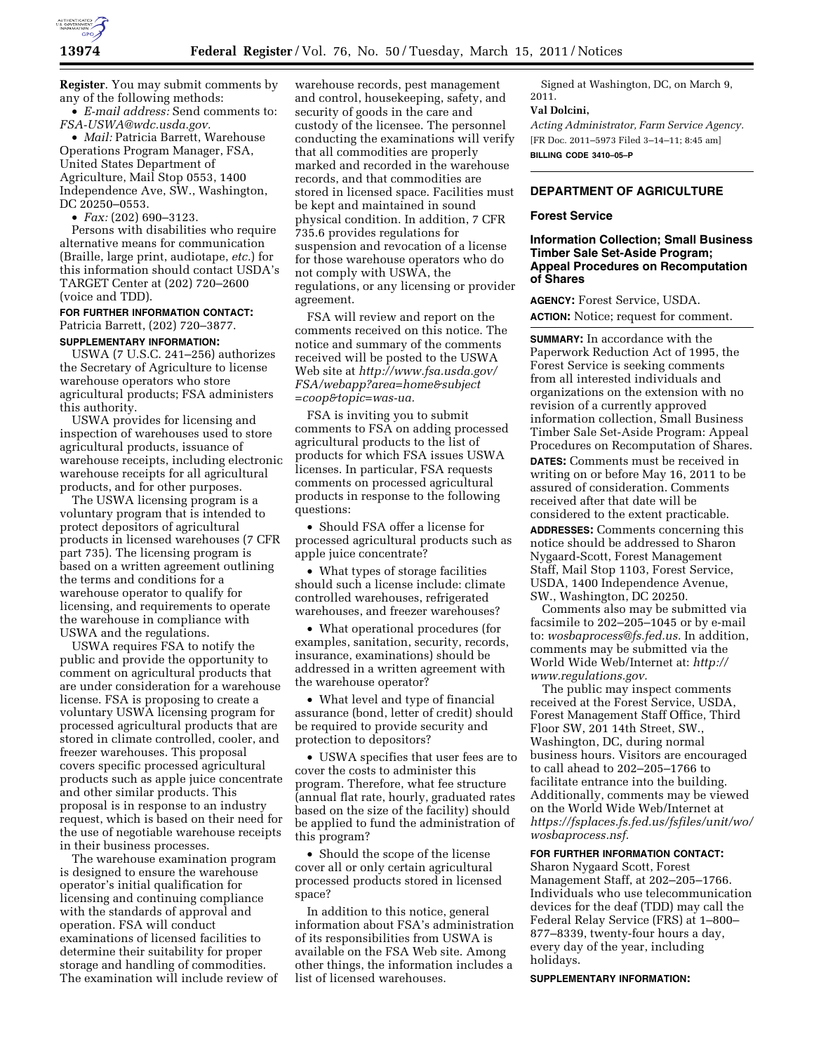**Register**. You may submit comments by any of the following methods:

- *E-mail address:* Send comments to: *FSA-USWA@wdc.usda.gov.*
- *Mail:* Patricia Barrett, Warehouse Operations Program Manager, FSA, United States Department of Agriculture, Mail Stop 0553, 1400 Independence Ave, SW., Washington, DC 20250–0553.
- *Fax:* (202) 690–3123.

Persons with disabilities who require alternative means for communication (Braille, large print, audiotape, *etc.*) for this information should contact USDA's TARGET Center at (202) 720–2600 (voice and TDD).

**FOR FURTHER INFORMATION CONTACT:** Patricia Barrett, (202) 720–3877.

**SUPPLEMENTARY INFORMATION:**

USWA (7 U.S.C. 241–256) authorizes the Secretary of Agriculture to license warehouse operators who store agricultural products; FSA administers this authority.

USWA provides for licensing and inspection of warehouses used to store agricultural products, issuance of warehouse receipts, including electronic warehouse receipts for all agricultural products, and for other purposes.

The USWA licensing program is a voluntary program that is intended to protect depositors of agricultural products in licensed warehouses (7 CFR part 735). The licensing program is based on a written agreement outlining the terms and conditions for a warehouse operator to qualify for licensing, and requirements to operate the warehouse in compliance with USWA and the regulations.

USWA requires FSA to notify the public and provide the opportunity to comment on agricultural products that are under consideration for a warehouse license. FSA is proposing to create a voluntary USWA licensing program for processed agricultural products that are stored in climate controlled, cooler, and freezer warehouses. This proposal covers specific processed agricultural products such as apple juice concentrate and other similar products. This proposal is in response to an industry request, which is based on their need for the use of negotiable warehouse receipts in their business processes.

The warehouse examination program is designed to ensure the warehouse operator's initial qualification for licensing and continuing compliance with the standards of approval and operation. FSA will conduct examinations of licensed facilities to determine their suitability for proper storage and handling of commodities. The examination will include review of warehouse records, pest management and control, housekeeping, safety, and security of goods in the care and custody of the licensee. The personnel conducting the examinations will verify that all commodities are properly marked and recorded in the warehouse records, and that commodities are stored in licensed space. Facilities must be kept and maintained in sound physical condition. In addition, 7 CFR 735.6 provides regulations for suspension and revocation of a license for those warehouse operators who do not comply with USWA, the regulations, or any licensing or provider agreement.

FSA will review and report on the comments received on this notice. The notice and summary of the comments received will be posted to the USWA Web site at *http://www.fsa.usda.gov/FSA/webapp?area=home&subject=coop&topic=was-ua.*

FSA is inviting you to submit comments to FSA on adding processed agricultural products to the list of products for which FSA issues USWA licenses. In particular, FSA requests comments on processed agricultural products in response to the following questions:

- Should FSA offer a license for processed agricultural products such as apple juice concentrate?
- What types of storage facilities should such a license include: climate controlled warehouses, refrigerated warehouses, and freezer warehouses?
- What operational procedures (for examples, sanitation, security, records, insurance, examinations) should be addressed in a written agreement with the warehouse operator?
- What level and type of financial assurance (bond, letter of credit) should be required to provide security and protection to depositors?
- USWA specifies that user fees are to cover the costs to administer this program. Therefore, what fee structure (annual flat rate, hourly, graduated rates based on the size of the facility) should be applied to fund the administration of this program?
- Should the scope of the license cover all or only certain agricultural processed products stored in licensed space?

In addition to this notice, general information about FSA's administration of its responsibilities from USWA is available on the FSA Web site. Among other things, the information includes a list of licensed warehouses.

Signed at Washington, DC, on March 9, 2011.

**Val Dolcini,**

*Acting Administrator, Farm Service Agency.*

[FR Doc. 2011–5973 Filed 3–14–11; 8:45 am]

**BILLING CODE 3410–05–P**

## DEPARTMENT OF AGRICULTURE

### Forest Service

### Information Collection; Small Business Timber Sale Set-Aside Program; Appeal Procedures on Recomputation of Shares

**AGENCY:** Forest Service, USDA.

**ACTION:** Notice; request for comment.

**SUMMARY:** In accordance with the Paperwork Reduction Act of 1995, the Forest Service is seeking comments from all interested individuals and organizations on the extension with no revision of a currently approved information collection, Small Business Timber Sale Set-Aside Program: Appeal Procedures on Recomputation of Shares.

**DATES:** Comments must be received in writing on or before May 16, 2011 to be assured of consideration. Comments received after that date will be considered to the extent practicable.

**ADDRESSES:** Comments concerning this notice should be addressed to Sharon Nygaard-Scott, Forest Management Staff, Mail Stop 1103, Forest Service, USDA, 1400 Independence Avenue, SW., Washington, DC 20250.

Comments also may be submitted via facsimile to 202–205–1045 or by e-mail to: *wosbaprocess@fs.fed.us.* In addition, comments may be submitted via the World Wide Web/Internet at: *http://www.regulations.gov.*

The public may inspect comments received at the Forest Service, USDA, Forest Management Staff Office, Third Floor SW, 201 14th Street, SW., Washington, DC, during normal business hours. Visitors are encouraged to call ahead to 202–205–1766 to facilitate entrance into the building. Additionally, comments may be viewed on the World Wide Web/Internet at *https://fsplaces.fs.fed.us/fsfiles/unit/wo/wosbaprocess.nsf.*

**FOR FURTHER INFORMATION CONTACT:** Sharon Nygaard Scott, Forest Management Staff, at 202–205–1766. Individuals who use telecommunication devices for the deaf (TDD) may call the Federal Relay Service (FRS) at 1–800–877–8339, twenty-four hours a day, every day of the year, including holidays.

**SUPPLEMENTARY INFORMATION:**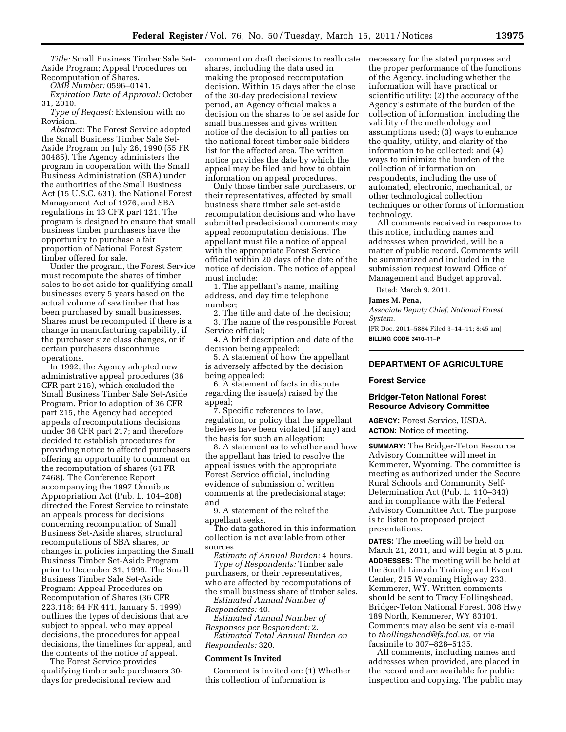*Title:* Small Business Timber Sale Set-Aside Program; Appeal Procedures on Recomputation of Shares.

*OMB Number:* 0596–0141.

*Expiration Date of Approval:* October 31, 2010.

*Type of Request:* Extension with no Revision.

*Abstract:* The Forest Service adopted the Small Business Timber Sale Set-Aside Program on July 26, 1990 (55 FR 30485). The Agency administers the program in cooperation with the Small Business Administration (SBA) under the authorities of the Small Business Act (15 U.S.C. 631), the National Forest Management Act of 1976, and SBA regulations in 13 CFR part 121. The program is designed to ensure that small business timber purchasers have the opportunity to purchase a fair proportion of National Forest System timber offered for sale.

Under the program, the Forest Service must recompute the shares of timber sales to be set aside for qualifying small businesses every 5 years based on the actual volume of sawtimber that has been purchased by small businesses. Shares must be recomputed if there is a change in manufacturing capability, if the purchaser size class changes, or if certain purchasers discontinue operations.

In 1992, the Agency adopted new administrative appeal procedures (36 CFR part 215), which excluded the Small Business Timber Sale Set-Aside Program. Prior to adoption of 36 CFR part 215, the Agency had accepted appeals of recomputations decisions under 36 CFR part 217; and therefore decided to establish procedures for providing notice to affected purchasers offering an opportunity to comment on the recomputation of shares (61 FR 7468). The Conference Report accompanying the 1997 Omnibus Appropriation Act (Pub. L. 104–208) directed the Forest Service to reinstate an appeals process for decisions concerning recomputation of Small Business Set-Aside shares, structural recomputations of SBA shares, or changes in policies impacting the Small Business Timber Set-Aside Program prior to December 31, 1996. The Small Business Timber Sale Set-Aside Program: Appeal Procedures on Recomputation of Shares (36 CFR 223.118; 64 FR 411, January 5, 1999) outlines the types of decisions that are subject to appeal, who may appeal decisions, the procedures for appeal decisions, the timelines for appeal, and the contents of the notice of appeal.

The Forest Service provides qualifying timber sale purchasers 30-days for predecisional review and comment on draft decisions to reallocate shares, including the data used in making the proposed recomputation decision. Within 15 days after the close of the 30-day predecisional review period, an Agency official makes a decision on the shares to be set aside for small businesses and gives written notice of the decision to all parties on the national forest timber sale bidders list for the affected area. The written notice provides the date by which the appeal may be filed and how to obtain information on appeal procedures.

Only those timber sale purchasers, or their representatives, affected by small business share timber sale set-aside recomputation decisions and who have submitted predecisional comments may appeal recomputation decisions. The appellant must file a notice of appeal with the appropriate Forest Service official within 20 days of the date of the notice of decision. The notice of appeal must include:

1. The appellant's name, mailing address, and day time telephone number;
2. The title and date of the decision;
3. The name of the responsible Forest Service official;
4. A brief description and date of the decision being appealed;
5. A statement of how the appellant is adversely affected by the decision being appealed;
6. A statement of facts in dispute regarding the issue(s) raised by the appeal;
7. Specific references to law, regulation, or policy that the appellant believes have been violated (if any) and the basis for such an allegation;
8. A statement as to whether and how the appellant has tried to resolve the appeal issues with the appropriate Forest Service official, including evidence of submission of written comments at the predecisional stage; and
9. A statement of the relief the appellant seeks.

The data gathered in this information collection is not available from other sources.

*Estimate of Annual Burden:* 4 hours.

*Type of Respondents:* Timber sale purchasers, or their representatives, who are affected by recomputations of the small business share of timber sales.

*Estimated Annual Number of Respondents:* 40.

*Estimated Annual Number of Responses per Respondent:* 2.

*Estimated Total Annual Burden on Respondents:* 320.

## Comment Is Invited

Comment is invited on: (1) Whether this collection of information is necessary for the stated purposes and the proper performance of the functions of the Agency, including whether the information will have practical or scientific utility; (2) the accuracy of the Agency's estimate of the burden of the collection of information, including the validity of the methodology and assumptions used; (3) ways to enhance the quality, utility, and clarity of the information to be collected; and (4) ways to minimize the burden of the collection of information on respondents, including the use of automated, electronic, mechanical, or other technological collection techniques or other forms of information technology.

All comments received in response to this notice, including names and addresses when provided, will be a matter of public record. Comments will be summarized and included in the submission request toward Office of Management and Budget approval.

Dated: March 9, 2011.

**James M. Pena,**

*Associate Deputy Chief, National Forest System.*

[FR Doc. 2011–5884 Filed 3–14–11; 8:45 am]

**BILLING CODE 3410–11–P**

---

## DEPARTMENT OF AGRICULTURE

### Forest Service

### Bridger-Teton National Forest Resource Advisory Committee

**AGENCY:** Forest Service, USDA.

**ACTION:** Notice of meeting.

**SUMMARY:** The Bridger-Teton Resource Advisory Committee will meet in Kemmerer, Wyoming. The committee is meeting as authorized under the Secure Rural Schools and Community Self-Determination Act (Pub. L. 110–343) and in compliance with the Federal Advisory Committee Act. The purpose is to listen to proposed project presentations.

**DATES:** The meeting will be held on March 21, 2011, and will begin at 5 p.m.

**ADDRESSES:** The meeting will be held at the South Lincoln Training and Event Center, 215 Wyoming Highway 233, Kemmerer, WY. Written comments should be sent to Tracy Hollingshead, Bridger-Teton National Forest, 308 Hwy 189 North, Kemmerer, WY 83101. Comments may also be sent via e-mail to *thollingshead@fs.fed.us,* or via facsimile to 307–828–5135.

All comments, including names and addresses when provided, are placed in the record and are available for public inspection and copying. The public may